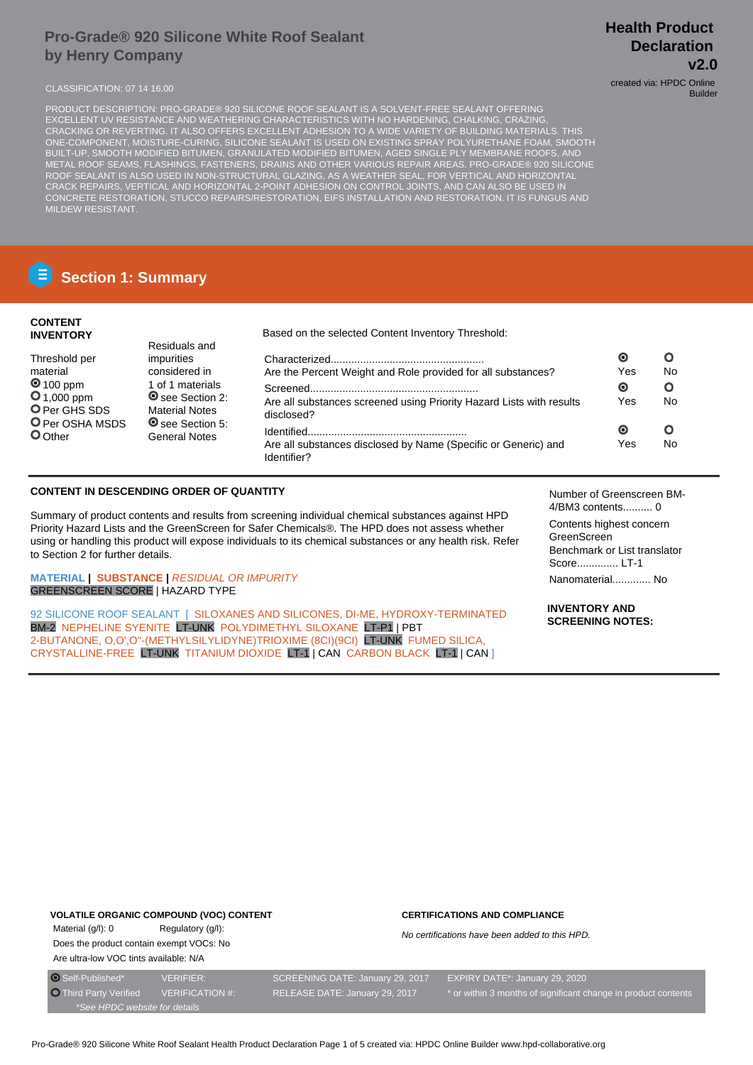# Pro-Grade® 920 Silicone White Roof Sealant by Henry Company

**Health Product Declaration v2.0**

created via: HPDC Online Builder

CLASSIFICATION: 07 14 16.00

PRODUCT DESCRIPTION: PRO-GRADE® 920 SILICONE ROOF SEALANT IS A SOLVENT-FREE SEALANT OFFERING EXCELLENT UV RESISTANCE AND WEATHERING CHARACTERISTICS WITH NO HARDENING, CHALKING, CRAZING, CRACKING OR REVERTING. IT ALSO OFFERS EXCELLENT ADHESION TO A WIDE VARIETY OF BUILDING MATERIALS. THIS ONE-COMPONENT, MOISTURE-CURING, SILICONE SEALANT IS USED ON EXISTING SPRAY POLYURETHANE FOAM, SMOOTH BUILT-UP, SMOOTH MODIFIED BITUMEN, GRANULATED MODIFIED BITUMEN, AGED SINGLE PLY MEMBRANE ROOFS, AND METAL ROOF SEAMS, FLASHINGS, FASTENERS, DRAINS AND OTHER VARIOUS REPAIR AREAS. PRO-GRADE® 920 SILICONE ROOF SEALANT IS ALSO USED IN NON-STRUCTURAL GLAZING, AS A WEATHER SEAL, FOR VERTICAL AND HORIZONTAL CRACK REPAIRS, VERTICAL AND HORIZONTAL 2-POINT ADHESION ON CONTROL JOINTS, AND CAN ALSO BE USED IN CONCRETE RESTORATION, STUCCO REPAIRS/RESTORATION, EIFS INSTALLATION AND RESTORATION. IT IS FUNGUS AND MILDEW RESISTANT.

## Section 1: Summary

**CONTENT INVENTORY**

Threshold per material
- (●) 100 ppm
- ( ) 1,000 ppm
- ( ) Per GHS SDS
- ( ) Per OSHA MSDS
- ( ) Other

Residuals and impurities considered in 1 of 1 materials
- (●) see Section 2: Material Notes
- (●) see Section 5: General Notes

Based on the selected Content Inventory Threshold:

| | Yes | No |
|---|---|---|
| Characterized... Are the Percent Weight and Role provided for all substances? | (●) | ( ) |
| Screened... Are all substances screened using Priority Hazard Lists with results disclosed? | (●) | ( ) |
| Identified... Are all substances disclosed by Name (Specific or Generic) and Identifier? | (●) | ( ) |

**CONTENT IN DESCENDING ORDER OF QUANTITY**

Summary of product contents and results from screening individual chemical substances against HPD Priority Hazard Lists and the GreenScreen for Safer Chemicals®. The HPD does not assess whether using or handling this product will expose individuals to its chemical substances or any health risk. Refer to Section 2 for further details.

MATERIAL | SUBSTANCE | *RESIDUAL OR IMPURITY*
GREENSCREEN SCORE | HAZARD TYPE

92 SILICONE ROOF SEALANT [ SILOXANES AND SILICONES, DI-ME, HYDROXY-TERMINATED BM-2 NEPHELINE SYENITE LT-UNK POLYDIMETHYL SILOXANE LT-P1 | PBT 2-BUTANONE, O,O',O''-(METHYLSILYLIDYNE)TRIOXIME (8CI)(9CI) LT-UNK FUMED SILICA, CRYSTALLINE-FREE LT-UNK TITANIUM DIOXIDE LT-1 | CAN CARBON BLACK LT-1 | CAN ]

Number of Greenscreen BM-4/BM3 contents.......... 0

Contents highest concern GreenScreen Benchmark or List translator Score............. LT-1

Nanomaterial............ No

**INVENTORY AND SCREENING NOTES:**

**VOLATILE ORGANIC COMPOUND (VOC) CONTENT**

Material (g/l): 0 Regulatory (g/l):

Does the product contain exempt VOCs: No

Are ultra-low VOC tints available: N/A

**CERTIFICATIONS AND COMPLIANCE**

*No certifications have been added to this HPD.*

| | | | |
|---|---|---|---|
| (●) Self-Published* | VERIFIER: | SCREENING DATE: January 29, 2017 | EXPIRY DATE*: January 29, 2020 |
| ( ) Third Party Verified | VERIFICATION #: | RELEASE DATE: January 29, 2017 | * or within 3 months of significant change in product contents |
| *See HPDC website for details | | | |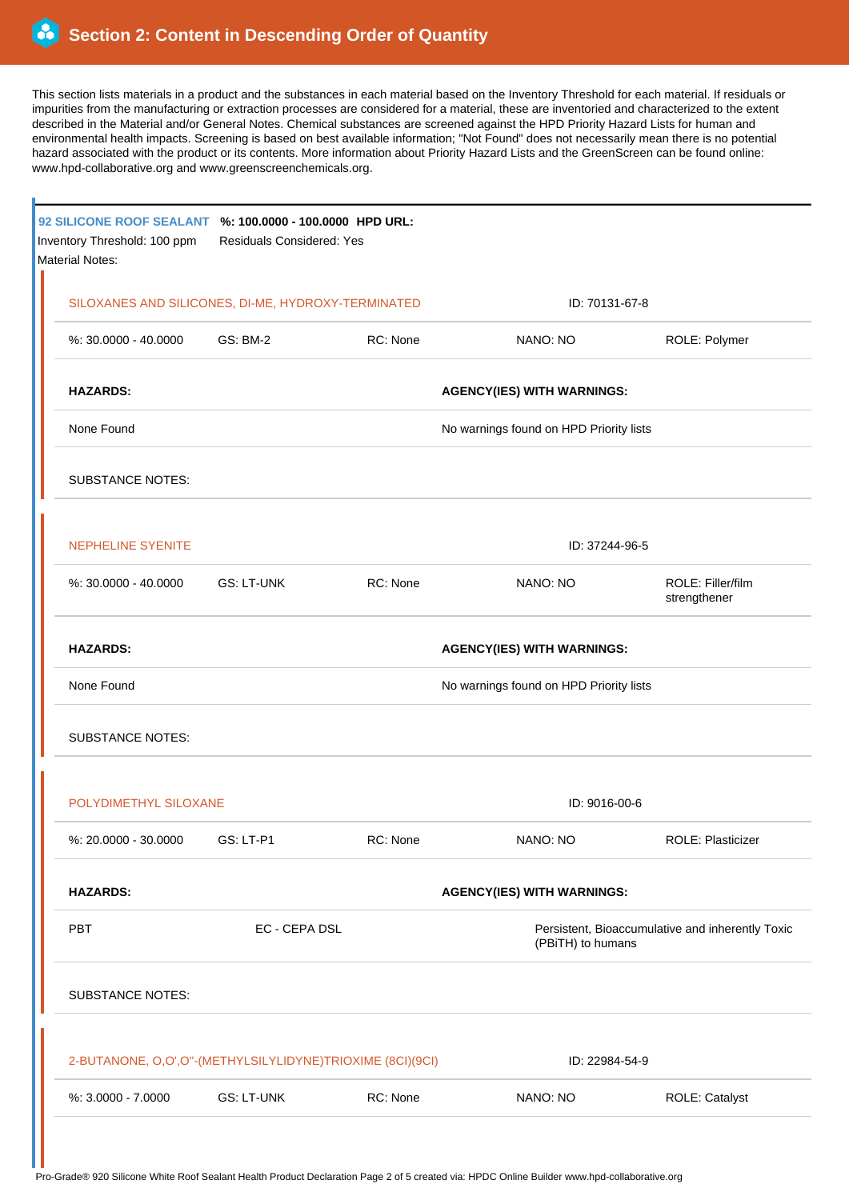## Section 2: Content in Descending Order of Quantity

This section lists materials in a product and the substances in each material based on the Inventory Threshold for each material. If residuals or impurities from the manufacturing or extraction processes are considered for a material, these are inventoried and characterized to the extent described in the Material and/or General Notes. Chemical substances are screened against the HPD Priority Hazard Lists for human and environmental health impacts. Screening is based on best available information; "Not Found" does not necessarily mean there is no potential hazard associated with the product or its contents. More information about Priority Hazard Lists and the GreenScreen can be found online: www.hpd-collaborative.org and www.greenscreenchemicals.org.

**92 SILICONE ROOF SEALANT** **%: 100.0000 - 100.0000** **HPD URL:**

Inventory Threshold: 100 ppm Residuals Considered: Yes

Material Notes:

### SILOXANES AND SILICONES, DI-ME, HYDROXY-TERMINATED

ID: 70131-67-8

| %: 30.0000 - 40.0000 | GS: BM-2 | RC: None | NANO: NO | ROLE: Polymer |
|---|---|---|---|---|

| HAZARDS: | AGENCY(IES) WITH WARNINGS: |
|---|---|
| None Found | No warnings found on HPD Priority lists |

SUBSTANCE NOTES:

### NEPHELINE SYENITE

ID: 37244-96-5

| %: 30.0000 - 40.0000 | GS: LT-UNK | RC: None | NANO: NO | ROLE: Filler/film strengthener |
|---|---|---|---|---|

| HAZARDS: | AGENCY(IES) WITH WARNINGS: |
|---|---|
| None Found | No warnings found on HPD Priority lists |

SUBSTANCE NOTES:

### POLYDIMETHYL SILOXANE

ID: 9016-00-6

| %: 20.0000 - 30.0000 | GS: LT-P1 | RC: None | NANO: NO | ROLE: Plasticizer |
|---|---|---|---|---|

| HAZARDS: | AGENCY(IES) WITH WARNINGS: | |
|---|---|---|
| PBT | EC - CEPA DSL | Persistent, Bioaccumulative and inherently Toxic (PBiTH) to humans |

SUBSTANCE NOTES:

### 2-BUTANONE, O,O',O"-(METHYLSILYLIDYNE)TRIOXIME (8CI)(9CI)

ID: 22984-54-9

| %: 3.0000 - 7.0000 | GS: LT-UNK | RC: None | NANO: NO | ROLE: Catalyst |
|---|---|---|---|---|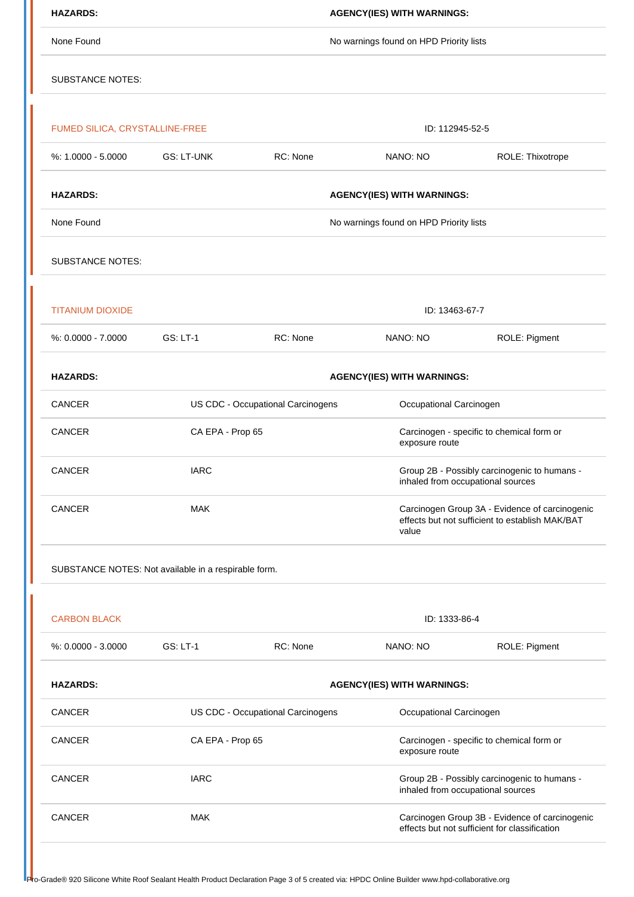| HAZARDS: | AGENCY(IES) WITH WARNINGS: |
|---|---|
| None Found | No warnings found on HPD Priority lists |

SUBSTANCE NOTES:

FUMED SILICA, CRYSTALLINE-FREE — ID: 112945-52-5

| %: 1.0000 - 5.0000 | GS: LT-UNK | RC: None | NANO: NO | ROLE: Thixotrope |
|---|---|---|---|---|

| HAZARDS: | AGENCY(IES) WITH WARNINGS: |
|---|---|
| None Found | No warnings found on HPD Priority lists |

SUBSTANCE NOTES:

TITANIUM DIOXIDE — ID: 13463-67-7

| %: 0.0000 - 7.0000 | GS: LT-1 | RC: None | NANO: NO | ROLE: Pigment |
|---|---|---|---|---|

| HAZARDS: | AGENCY(IES) WITH WARNINGS: | |
|---|---|---|
| CANCER | US CDC - Occupational Carcinogens | Occupational Carcinogen |
| CANCER | CA EPA - Prop 65 | Carcinogen - specific to chemical form or exposure route |
| CANCER | IARC | Group 2B - Possibly carcinogenic to humans - inhaled from occupational sources |
| CANCER | MAK | Carcinogen Group 3A - Evidence of carcinogenic effects but not sufficient to establish MAK/BAT value |

SUBSTANCE NOTES: Not available in a respirable form.

CARBON BLACK — ID: 1333-86-4

| %: 0.0000 - 3.0000 | GS: LT-1 | RC: None | NANO: NO | ROLE: Pigment |
|---|---|---|---|---|

| HAZARDS: | AGENCY(IES) WITH WARNINGS: | |
|---|---|---|
| CANCER | US CDC - Occupational Carcinogens | Occupational Carcinogen |
| CANCER | CA EPA - Prop 65 | Carcinogen - specific to chemical form or exposure route |
| CANCER | IARC | Group 2B - Possibly carcinogenic to humans - inhaled from occupational sources |
| CANCER | MAK | Carcinogen Group 3B - Evidence of carcinogenic effects but not sufficient for classification |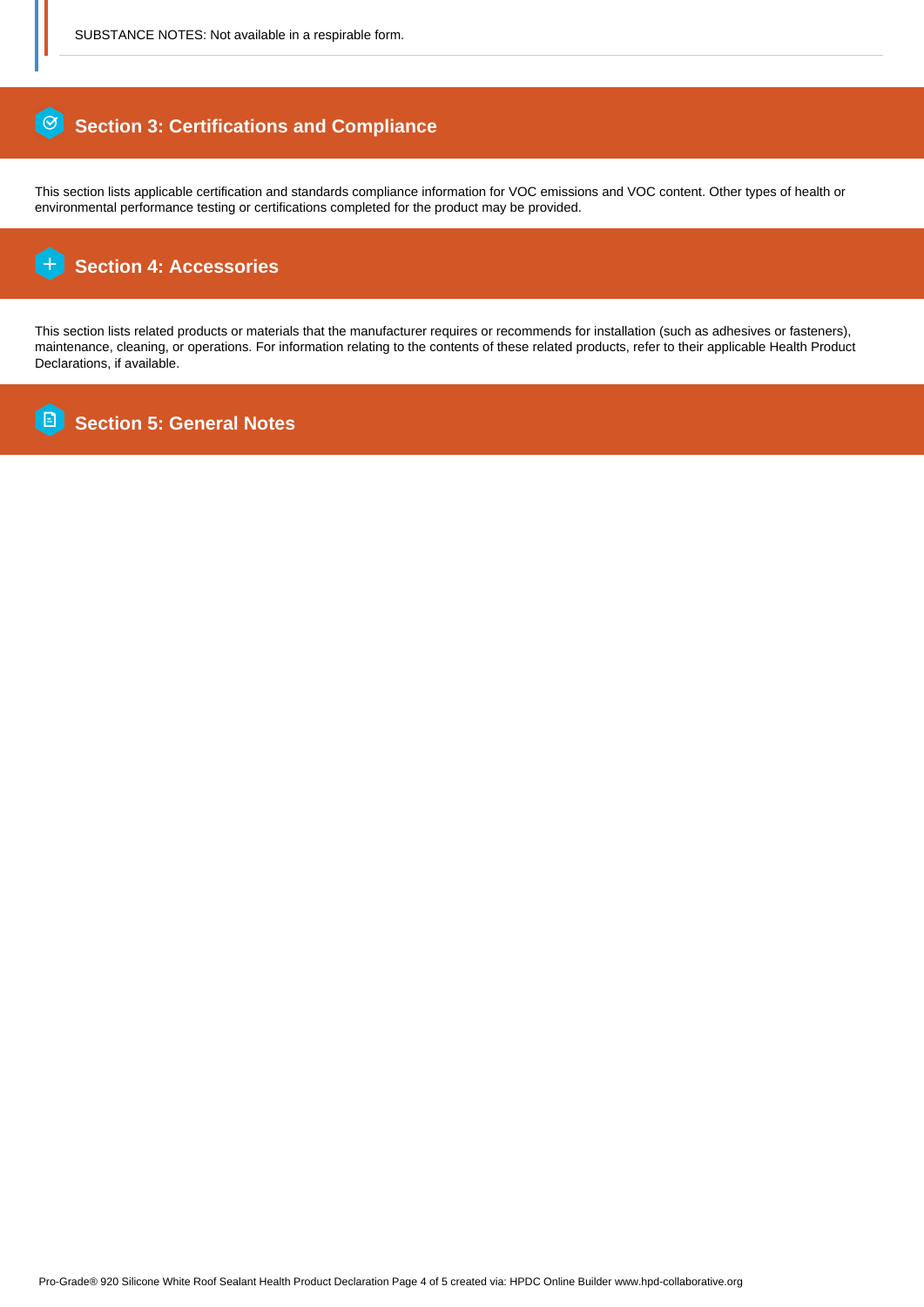SUBSTANCE NOTES: Not available in a respirable form.

## Section 3: Certifications and Compliance

This section lists applicable certification and standards compliance information for VOC emissions and VOC content. Other types of health or environmental performance testing or certifications completed for the product may be provided.

## Section 4: Accessories

This section lists related products or materials that the manufacturer requires or recommends for installation (such as adhesives or fasteners), maintenance, cleaning, or operations. For information relating to the contents of these related products, refer to their applicable Health Product Declarations, if available.

## Section 5: General Notes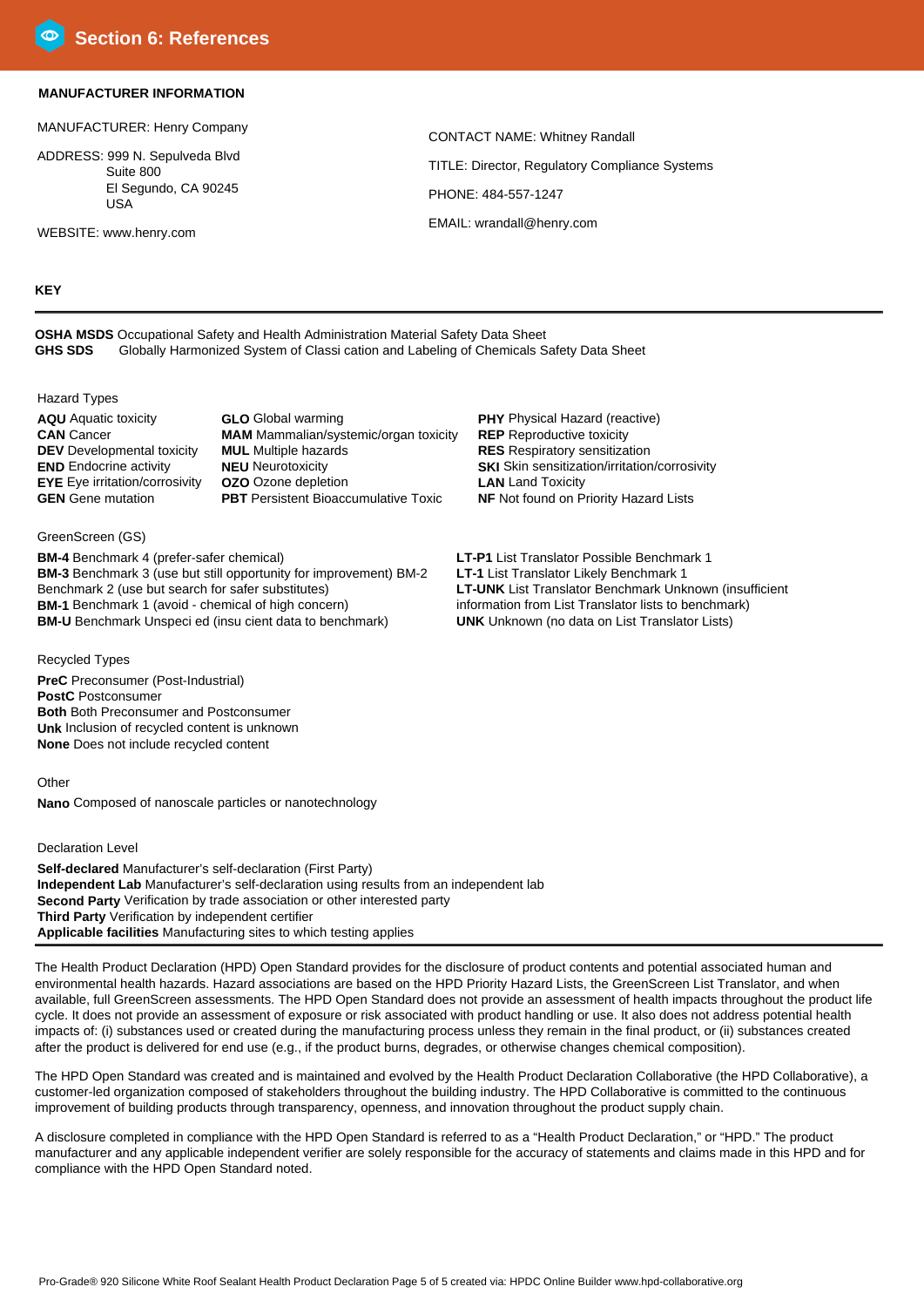# Section 6: References

## MANUFACTURER INFORMATION

MANUFACTURER: Henry Company

ADDRESS: 999 N. Sepulveda Blvd
Suite 800
El Segundo, CA 90245
USA

WEBSITE: www.henry.com

CONTACT NAME: Whitney Randall

TITLE: Director, Regulatory Compliance Systems

PHONE: 484-557-1247

EMAIL: wrandall@henry.com

## KEY

**OSHA MSDS** Occupational Safety and Health Administration Material Safety Data Sheet
**GHS SDS** Globally Harmonized System of Classi cation and Labeling of Chemicals Safety Data Sheet

Hazard Types

**AQU** Aquatic toxicity
**CAN** Cancer
**DEV** Developmental toxicity
**END** Endocrine activity
**EYE** Eye irritation/corrosivity
**GEN** Gene mutation
**GLO** Global warming
**MAM** Mammalian/systemic/organ toxicity
**MUL** Multiple hazards
**NEU** Neurotoxicity
**OZO** Ozone depletion
**PBT** Persistent Bioaccumulative Toxic
**PHY** Physical Hazard (reactive)
**REP** Reproductive toxicity
**RES** Respiratory sensitization
**SKI** Skin sensitization/irritation/corrosivity
**LAN** Land Toxicity
**NF** Not found on Priority Hazard Lists

GreenScreen (GS)

**BM-4** Benchmark 4 (prefer-safer chemical)
**BM-3** Benchmark 3 (use but still opportunity for improvement) BM-2 Benchmark 2 (use but search for safer substitutes)
**BM-1** Benchmark 1 (avoid - chemical of high concern)
**BM-U** Benchmark Unspeci ed (insu cient data to benchmark)
**LT-P1** List Translator Possible Benchmark 1
**LT-1** List Translator Likely Benchmark 1
**LT-UNK** List Translator Benchmark Unknown (insufficient information from List Translator lists to benchmark)
**UNK** Unknown (no data on List Translator Lists)

Recycled Types

**PreC** Preconsumer (Post-Industrial)
**PostC** Postconsumer
**Both** Both Preconsumer and Postconsumer
**Unk** Inclusion of recycled content is unknown
**None** Does not include recycled content

Other

**Nano** Composed of nanoscale particles or nanotechnology

Declaration Level

**Self-declared** Manufacturer's self-declaration (First Party)
**Independent Lab** Manufacturer's self-declaration using results from an independent lab
**Second Party** Verification by trade association or other interested party
**Third Party** Verification by independent certifier
**Applicable facilities** Manufacturing sites to which testing applies

The Health Product Declaration (HPD) Open Standard provides for the disclosure of product contents and potential associated human and environmental health hazards. Hazard associations are based on the HPD Priority Hazard Lists, the GreenScreen List Translator, and when available, full GreenScreen assessments. The HPD Open Standard does not provide an assessment of health impacts throughout the product life cycle. It does not provide an assessment of exposure or risk associated with product handling or use. It also does not address potential health impacts of: (i) substances used or created during the manufacturing process unless they remain in the final product, or (ii) substances created after the product is delivered for end use (e.g., if the product burns, degrades, or otherwise changes chemical composition).

The HPD Open Standard was created and is maintained and evolved by the Health Product Declaration Collaborative (the HPD Collaborative), a customer-led organization composed of stakeholders throughout the building industry. The HPD Collaborative is committed to the continuous improvement of building products through transparency, openness, and innovation throughout the product supply chain.

A disclosure completed in compliance with the HPD Open Standard is referred to as a "Health Product Declaration," or "HPD." The product manufacturer and any applicable independent verifier are solely responsible for the accuracy of statements and claims made in this HPD and for compliance with the HPD Open Standard noted.